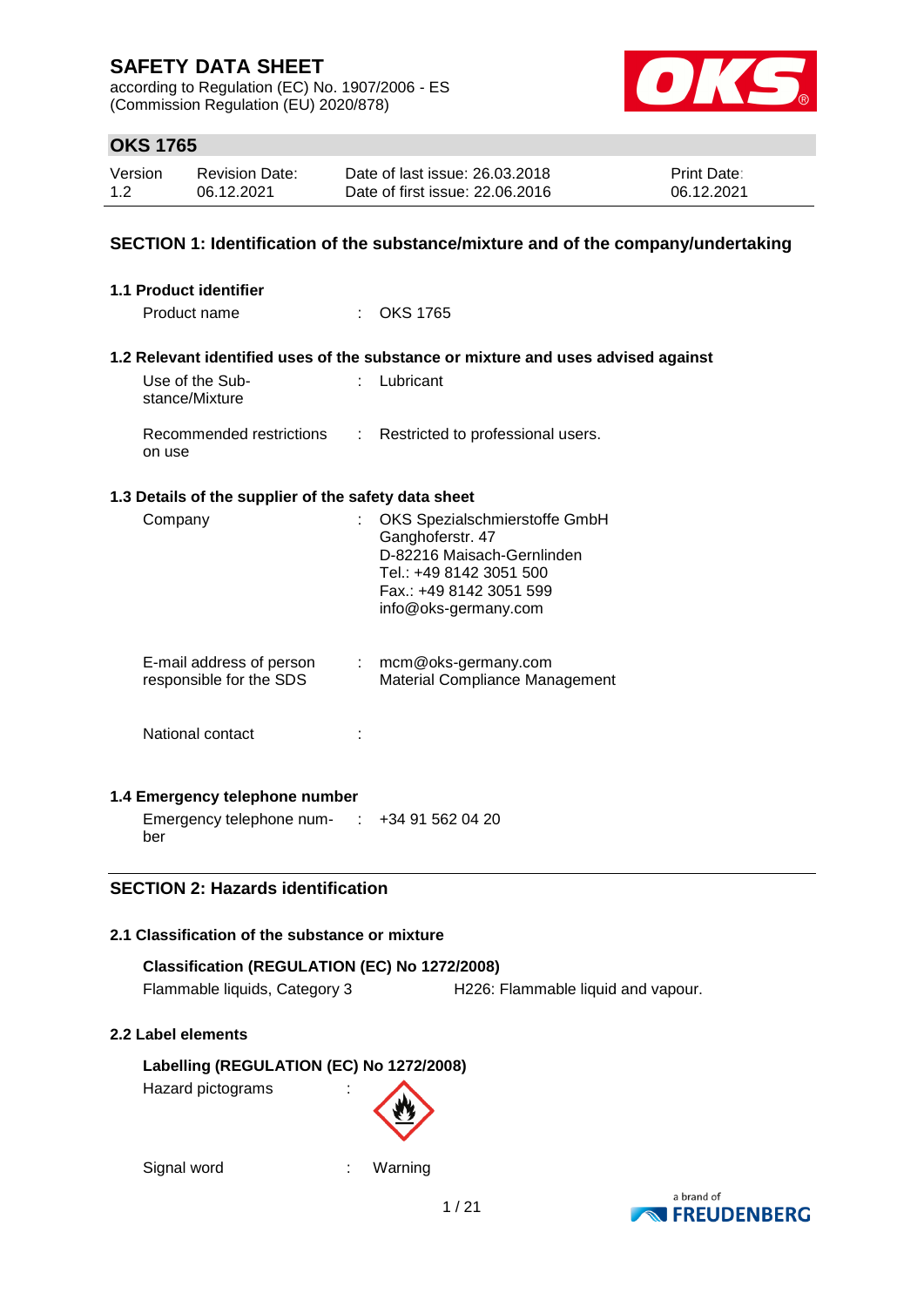# SAFETY DATA SHEET

according to Regulation (EC) No. 1907/2006 - ES (Commission Regulation (EU) 2020/878)

## OKS 1765

| Version | Revision Date: | Date of last issue: 26.03.2018 | Print Date: |
|---|---|---|---|
| 1.2 | 06.12.2021 | Date of first issue: 22.06.2016 | 06.12.2021 |

## SECTION 1: Identification of the substance/mixture and of the company/undertaking

### 1.1 Product identifier

Product name : OKS 1765

### 1.2 Relevant identified uses of the substance or mixture and uses advised against

Use of the Substance/Mixture : Lubricant

Recommended restrictions on use : Restricted to professional users.

### 1.3 Details of the supplier of the safety data sheet

Company : OKS Spezialschmierstoffe GmbH
Ganghoferstr. 47
D-82216 Maisach-Gernlinden
Tel.: +49 8142 3051 500
Fax.: +49 8142 3051 599
info@oks-germany.com

E-mail address of person responsible for the SDS : mcm@oks-germany.com
Material Compliance Management

National contact :

### 1.4 Emergency telephone number

Emergency telephone number : +34 91 562 04 20

## SECTION 2: Hazards identification

### 2.1 Classification of the substance or mixture

**Classification (REGULATION (EC) No 1272/2008)**

Flammable liquids, Category 3 H226: Flammable liquid and vapour.

### 2.2 Label elements

**Labelling (REGULATION (EC) No 1272/2008)**

Hazard pictograms :

Signal word : Warning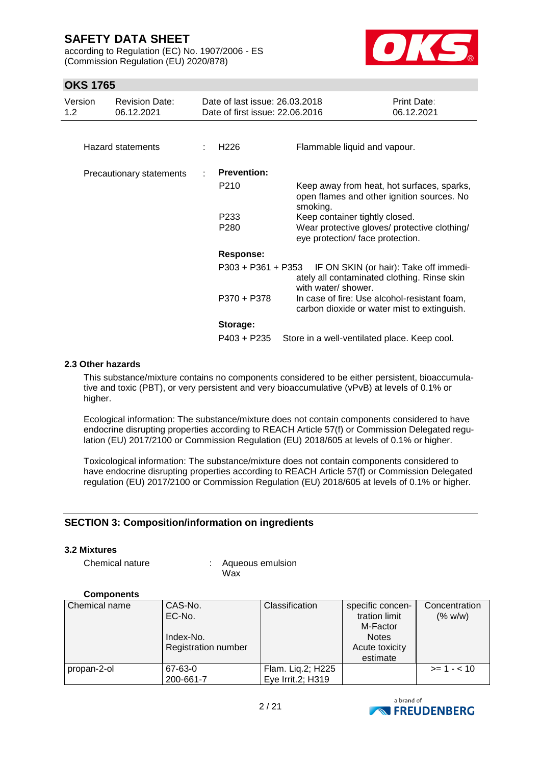Hazard statements : H226 Flammable liquid and vapour.

Precautionary statements :

**Prevention:**

P210 Keep away from heat, hot surfaces, sparks, open flames and other ignition sources. No smoking.

P233 Keep container tightly closed.

P280 Wear protective gloves/ protective clothing/ eye protection/ face protection.

**Response:**

P303 + P361 + P353 IF ON SKIN (or hair): Take off immediately all contaminated clothing. Rinse skin with water/ shower.

P370 + P378 In case of fire: Use alcohol-resistant foam, carbon dioxide or water mist to extinguish.

**Storage:**

P403 + P235 Store in a well-ventilated place. Keep cool.

### 2.3 Other hazards

This substance/mixture contains no components considered to be either persistent, bioaccumulative and toxic (PBT), or very persistent and very bioaccumulative (vPvB) at levels of 0.1% or higher.

Ecological information: The substance/mixture does not contain components considered to have endocrine disrupting properties according to REACH Article 57(f) or Commission Delegated regulation (EU) 2017/2100 or Commission Regulation (EU) 2018/605 at levels of 0.1% or higher.

Toxicological information: The substance/mixture does not contain components considered to have endocrine disrupting properties according to REACH Article 57(f) or Commission Delegated regulation (EU) 2017/2100 or Commission Regulation (EU) 2018/605 at levels of 0.1% or higher.

## SECTION 3: Composition/information on ingredients

### 3.2 Mixtures

Chemical nature : Aqueous emulsion
Wax

**Components**

| Chemical name | CAS-No.<br>EC-No.<br><br>Index-No.<br>Registration number | Classification | specific concentration limit<br>M-Factor<br>Notes<br>Acute toxicity estimate | Concentration (% w/w) |
|---|---|---|---|---|
| propan-2-ol | 67-63-0<br>200-661-7 | Flam. Liq.2; H225<br>Eye Irrit.2; H319 | | >= 1 - < 10 |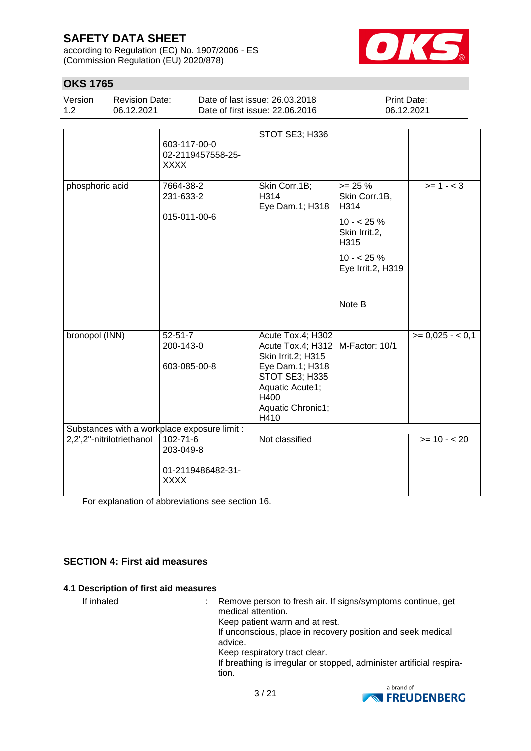| | | | | |
|---|---|---|---|---|
| | 603-117-00-0<br>02-2119457558-25-XXXX | STOT SE3; H336 | | |
| phosphoric acid | 7664-38-2<br>231-633-2<br>015-011-00-6 | Skin Corr.1B; H314<br>Eye Dam.1; H318 | >= 25 %<br>Skin Corr.1B, H314<br>10 - < 25 %<br>Skin Irrit.2, H315<br>10 - < 25 %<br>Eye Irrit.2, H319<br><br>Note B | >= 1 - < 3 |
| bronopol (INN) | 52-51-7<br>200-143-0<br>603-085-00-8 | Acute Tox.4; H302<br>Acute Tox.4; H312<br>Skin Irrit.2; H315<br>Eye Dam.1; H318<br>STOT SE3; H335<br>Aquatic Acute1; H400<br>Aquatic Chronic1; H410 | M-Factor: 10/1 | >= 0,025 - < 0,1 |
| Substances with a workplace exposure limit : | | | | |
| 2,2',2''-nitrilotriethanol | 102-71-6<br>203-049-8<br>01-2119486482-31-XXXX | Not classified | | >= 10 - < 20 |

For explanation of abbreviations see section 16.

## SECTION 4: First aid measures

### 4.1 Description of first aid measures

If inhaled : Remove person to fresh air. If signs/symptoms continue, get medical attention.
Keep patient warm and at rest.
If unconscious, place in recovery position and seek medical advice.
Keep respiratory tract clear.
If breathing is irregular or stopped, administer artificial respiration.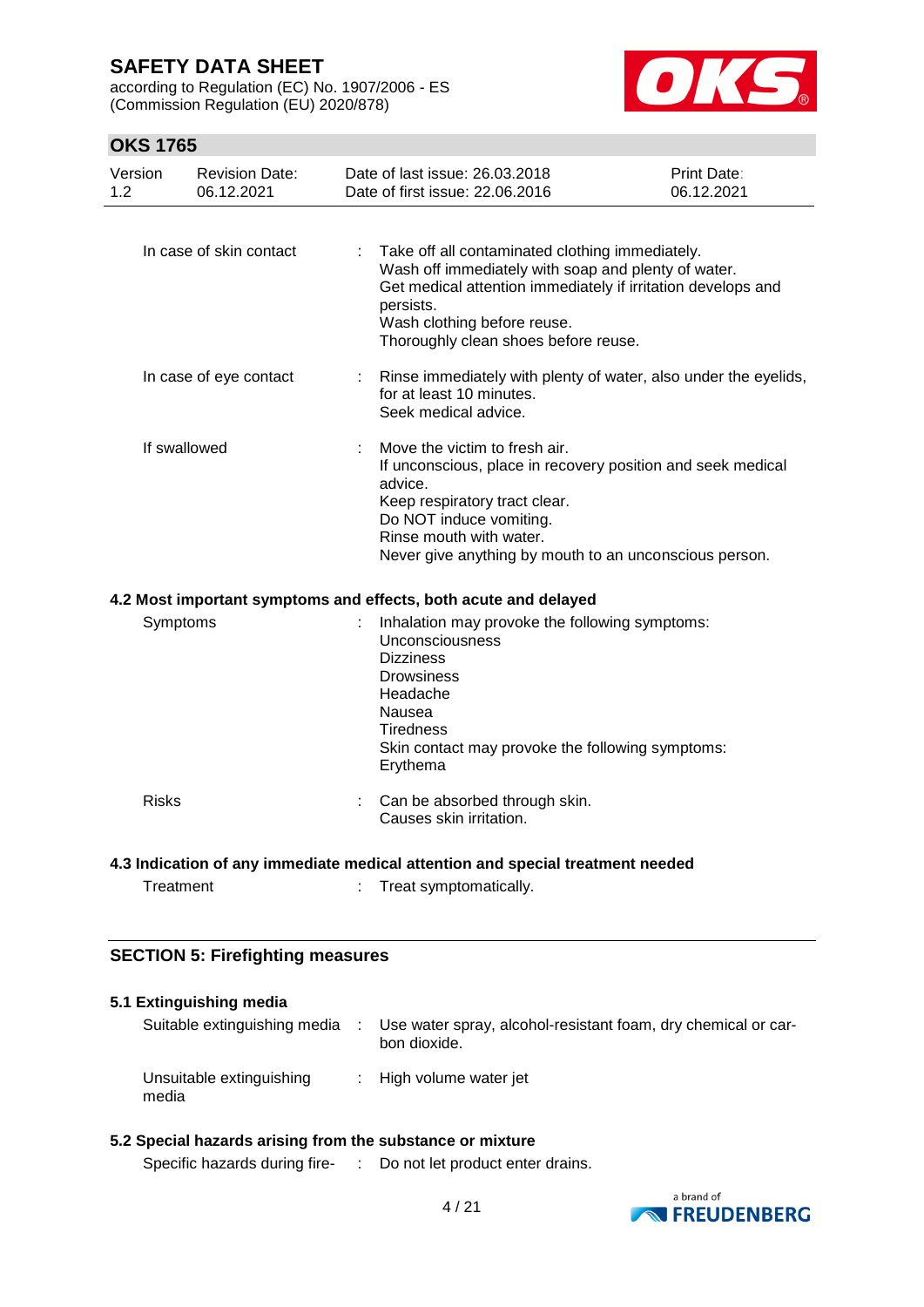| | | |
|---|---|---|
| In case of skin contact | : | Take off all contaminated clothing immediately.<br>Wash off immediately with soap and plenty of water.<br>Get medical attention immediately if irritation develops and persists.<br>Wash clothing before reuse.<br>Thoroughly clean shoes before reuse. |
| In case of eye contact | : | Rinse immediately with plenty of water, also under the eyelids, for at least 10 minutes.<br>Seek medical advice. |
| If swallowed | : | Move the victim to fresh air.<br>If unconscious, place in recovery position and seek medical advice.<br>Keep respiratory tract clear.<br>Do NOT induce vomiting.<br>Rinse mouth with water.<br>Never give anything by mouth to an unconscious person. |

**4.2 Most important symptoms and effects, both acute and delayed**

| | | |
|---|---|---|
| Symptoms | : | Inhalation may provoke the following symptoms:<br>Unconsciousness<br>Dizziness<br>Drowsiness<br>Headache<br>Nausea<br>Tiredness<br>Skin contact may provoke the following symptoms:<br>Erythema |
| Risks | : | Can be absorbed through skin.<br>Causes skin irritation. |

**4.3 Indication of any immediate medical attention and special treatment needed**

| | | |
|---|---|---|
| Treatment | : | Treat symptomatically. |

## SECTION 5: Firefighting measures

**5.1 Extinguishing media**

| | | |
|---|---|---|
| Suitable extinguishing media | : | Use water spray, alcohol-resistant foam, dry chemical or carbon dioxide. |
| Unsuitable extinguishing media | : | High volume water jet |

**5.2 Special hazards arising from the substance or mixture**

| | | |
|---|---|---|
| Specific hazards during fire- | : | Do not let product enter drains. |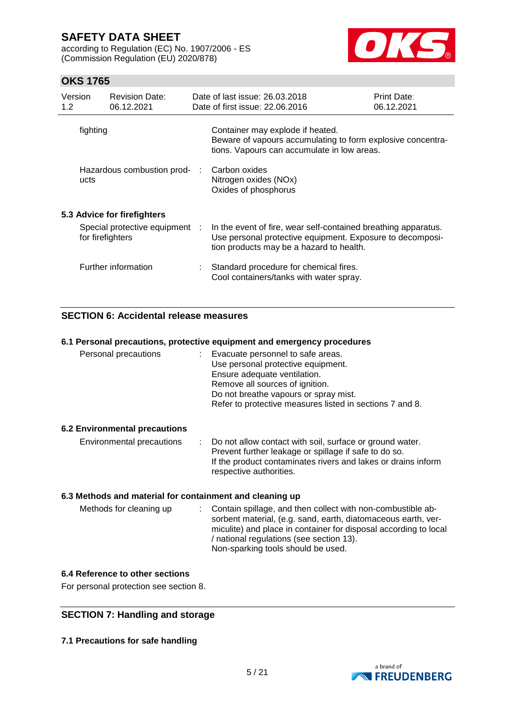| | | |
|---|---|---|
| fighting | | Container may explode if heated.<br>Beware of vapours accumulating to form explosive concentrations. Vapours can accumulate in low areas. |
| Hazardous combustion products | : | Carbon oxides<br>Nitrogen oxides (NOx)<br>Oxides of phosphorus |

### 5.3 Advice for firefighters

| | | |
|---|---|---|
| Special protective equipment for firefighters | : | In the event of fire, wear self-contained breathing apparatus.<br>Use personal protective equipment. Exposure to decomposition products may be a hazard to health. |
| Further information | : | Standard procedure for chemical fires.<br>Cool containers/tanks with water spray. |

## SECTION 6: Accidental release measures

### 6.1 Personal precautions, protective equipment and emergency procedures

| | | |
|---|---|---|
| Personal precautions | : | Evacuate personnel to safe areas.<br>Use personal protective equipment.<br>Ensure adequate ventilation.<br>Remove all sources of ignition.<br>Do not breathe vapours or spray mist.<br>Refer to protective measures listed in sections 7 and 8. |

### 6.2 Environmental precautions

| | | |
|---|---|---|
| Environmental precautions | : | Do not allow contact with soil, surface or ground water.<br>Prevent further leakage or spillage if safe to do so.<br>If the product contaminates rivers and lakes or drains inform respective authorities. |

### 6.3 Methods and material for containment and cleaning up

| | | |
|---|---|---|
| Methods for cleaning up | : | Contain spillage, and then collect with non-combustible absorbent material, (e.g. sand, earth, diatomaceous earth, vermiculite) and place in container for disposal according to local / national regulations (see section 13).<br>Non-sparking tools should be used. |

### 6.4 Reference to other sections

For personal protection see section 8.

## SECTION 7: Handling and storage

### 7.1 Precautions for safe handling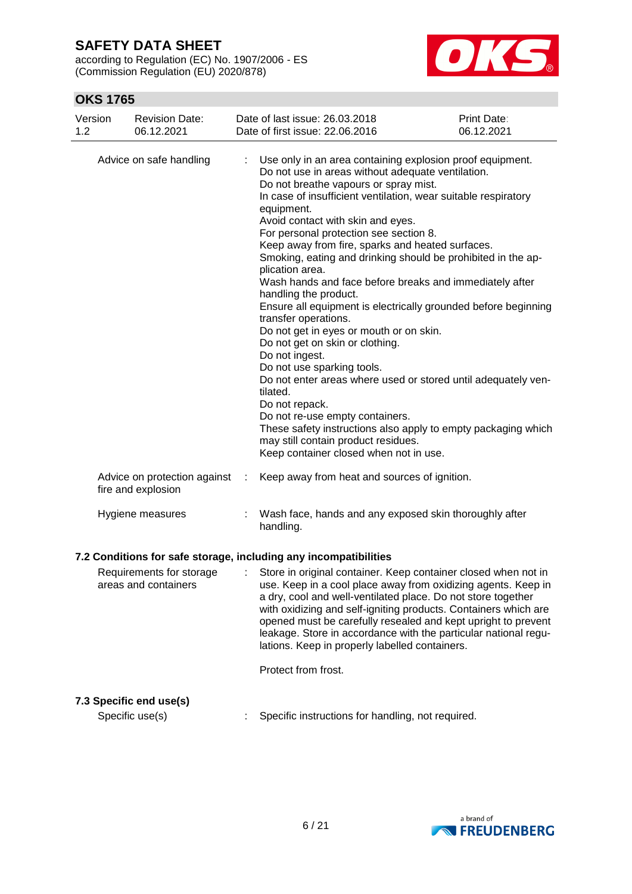| | | |
|---|---|---|
| Advice on safe handling | : | Use only in an area containing explosion proof equipment.<br>Do not use in areas without adequate ventilation.<br>Do not breathe vapours or spray mist.<br>In case of insufficient ventilation, wear suitable respiratory equipment.<br>Avoid contact with skin and eyes.<br>For personal protection see section 8.<br>Keep away from fire, sparks and heated surfaces.<br>Smoking, eating and drinking should be prohibited in the application area.<br>Wash hands and face before breaks and immediately after handling the product.<br>Ensure all equipment is electrically grounded before beginning transfer operations.<br>Do not get in eyes or mouth or on skin.<br>Do not get on skin or clothing.<br>Do not ingest.<br>Do not use sparking tools.<br>Do not enter areas where used or stored until adequately ventilated.<br>Do not repack.<br>Do not re-use empty containers.<br>These safety instructions also apply to empty packaging which may still contain product residues.<br>Keep container closed when not in use. |
| Advice on protection against fire and explosion | : | Keep away from heat and sources of ignition. |
| Hygiene measures | : | Wash face, hands and any exposed skin thoroughly after handling. |

### 7.2 Conditions for safe storage, including any incompatibilities

| | | |
|---|---|---|
| Requirements for storage areas and containers | : | Store in original container. Keep container closed when not in use. Keep in a cool place away from oxidizing agents. Keep in a dry, cool and well-ventilated place. Do not store together with oxidizing and self-igniting products. Containers which are opened must be carefully resealed and kept upright to prevent leakage. Store in accordance with the particular national regulations. Keep in properly labelled containers.<br><br>Protect from frost. |

### 7.3 Specific end use(s)

| | | |
|---|---|---|
| Specific use(s) | : | Specific instructions for handling, not required. |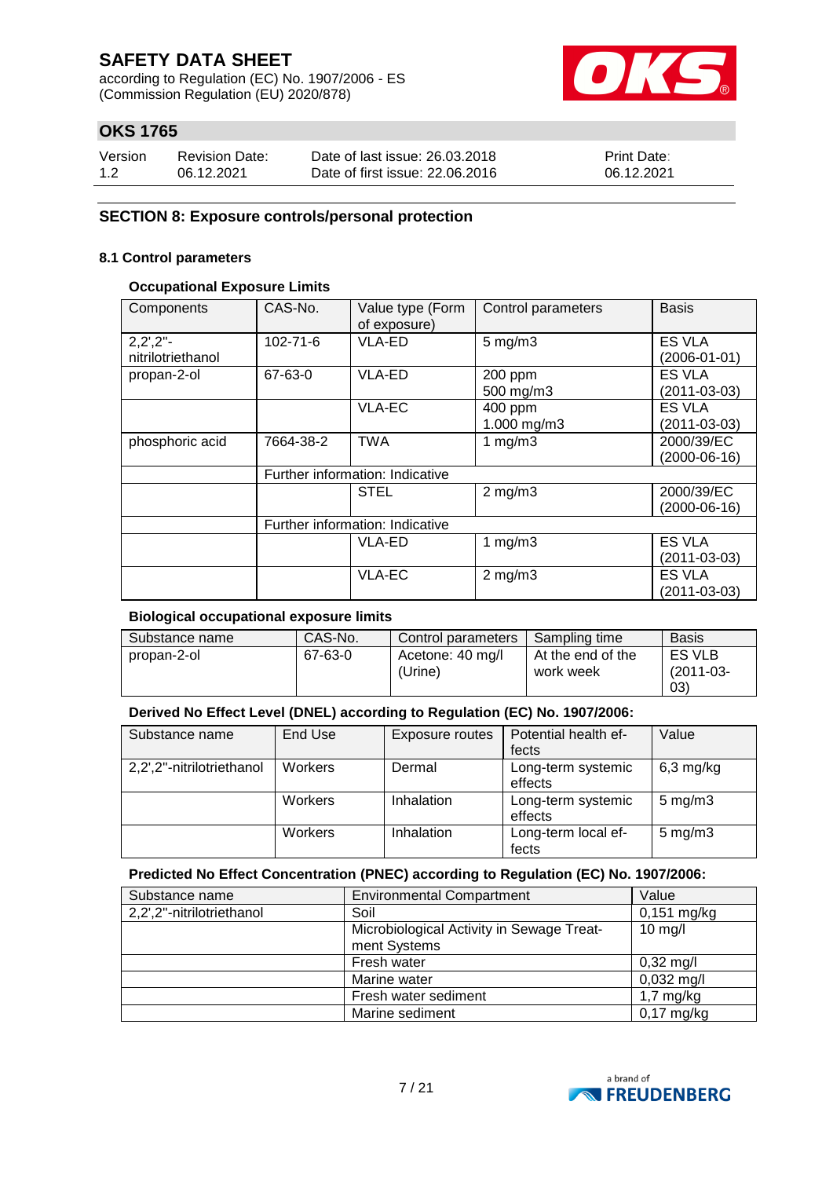## SECTION 8: Exposure controls/personal protection

### 8.1 Control parameters

#### Occupational Exposure Limits

| Components | CAS-No. | Value type (Form of exposure) | Control parameters | Basis |
|---|---|---|---|---|
| 2,2',2''-nitrilotriethanol | 102-71-6 | VLA-ED | 5 mg/m3 | ES VLA (2006-01-01) |
| propan-2-ol | 67-63-0 | VLA-ED | 200 ppm<br>500 mg/m3 | ES VLA (2011-03-03) |
| | | VLA-EC | 400 ppm<br>1.000 mg/m3 | ES VLA (2011-03-03) |
| phosphoric acid | 7664-38-2 | TWA | 1 mg/m3 | 2000/39/EC (2000-06-16) |
| | Further information: Indicative | | | |
| | | STEL | 2 mg/m3 | 2000/39/EC (2000-06-16) |
| | Further information: Indicative | | | |
| | | VLA-ED | 1 mg/m3 | ES VLA (2011-03-03) |
| | | VLA-EC | 2 mg/m3 | ES VLA (2011-03-03) |

#### Biological occupational exposure limits

| Substance name | CAS-No. | Control parameters | Sampling time | Basis |
|---|---|---|---|---|
| propan-2-ol | 67-63-0 | Acetone: 40 mg/l (Urine) | At the end of the work week | ES VLB (2011-03-03) |

#### Derived No Effect Level (DNEL) according to Regulation (EC) No. 1907/2006:

| Substance name | End Use | Exposure routes | Potential health effects | Value |
|---|---|---|---|---|
| 2,2',2''-nitrilotriethanol | Workers | Dermal | Long-term systemic effects | 6,3 mg/kg |
| | Workers | Inhalation | Long-term systemic effects | 5 mg/m3 |
| | Workers | Inhalation | Long-term local effects | 5 mg/m3 |

#### Predicted No Effect Concentration (PNEC) according to Regulation (EC) No. 1907/2006:

| Substance name | Environmental Compartment | Value |
|---|---|---|
| 2,2',2''-nitrilotriethanol | Soil | 0,151 mg/kg |
| | Microbiological Activity in Sewage Treatment Systems | 10 mg/l |
| | Fresh water | 0,32 mg/l |
| | Marine water | 0,032 mg/l |
| | Fresh water sediment | 1,7 mg/kg |
| | Marine sediment | 0,17 mg/kg |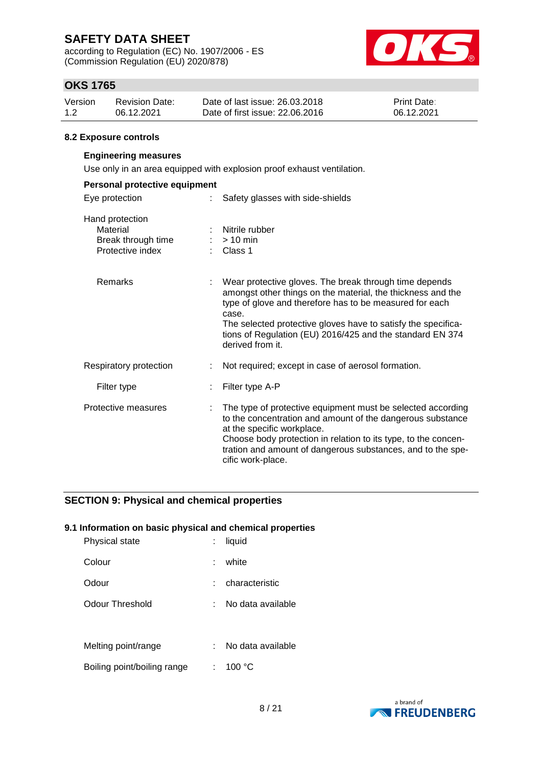### 8.2 Exposure controls

**Engineering measures**

Use only in an area equipped with explosion proof exhaust ventilation.

**Personal protective equipment**

| | | |
|---|---|---|
| Eye protection | : | Safety glasses with side-shields |
| Hand protection | | |
| Material | : | Nitrile rubber |
| Break through time | : | > 10 min |
| Protective index | : | Class 1 |
| Remarks | : | Wear protective gloves. The break through time depends amongst other things on the material, the thickness and the type of glove and therefore has to be measured for each case. The selected protective gloves have to satisfy the specifications of Regulation (EU) 2016/425 and the standard EN 374 derived from it. |
| Respiratory protection | : | Not required; except in case of aerosol formation. |
| Filter type | : | Filter type A-P |
| Protective measures | : | The type of protective equipment must be selected according to the concentration and amount of the dangerous substance at the specific workplace. Choose body protection in relation to its type, to the concentration and amount of dangerous substances, and to the specific work-place. |

## SECTION 9: Physical and chemical properties

### 9.1 Information on basic physical and chemical properties

| | | |
|---|---|---|
| Physical state | : | liquid |
| Colour | : | white |
| Odour | : | characteristic |
| Odour Threshold | : | No data available |
| Melting point/range | : | No data available |
| Boiling point/boiling range | : | 100 °C |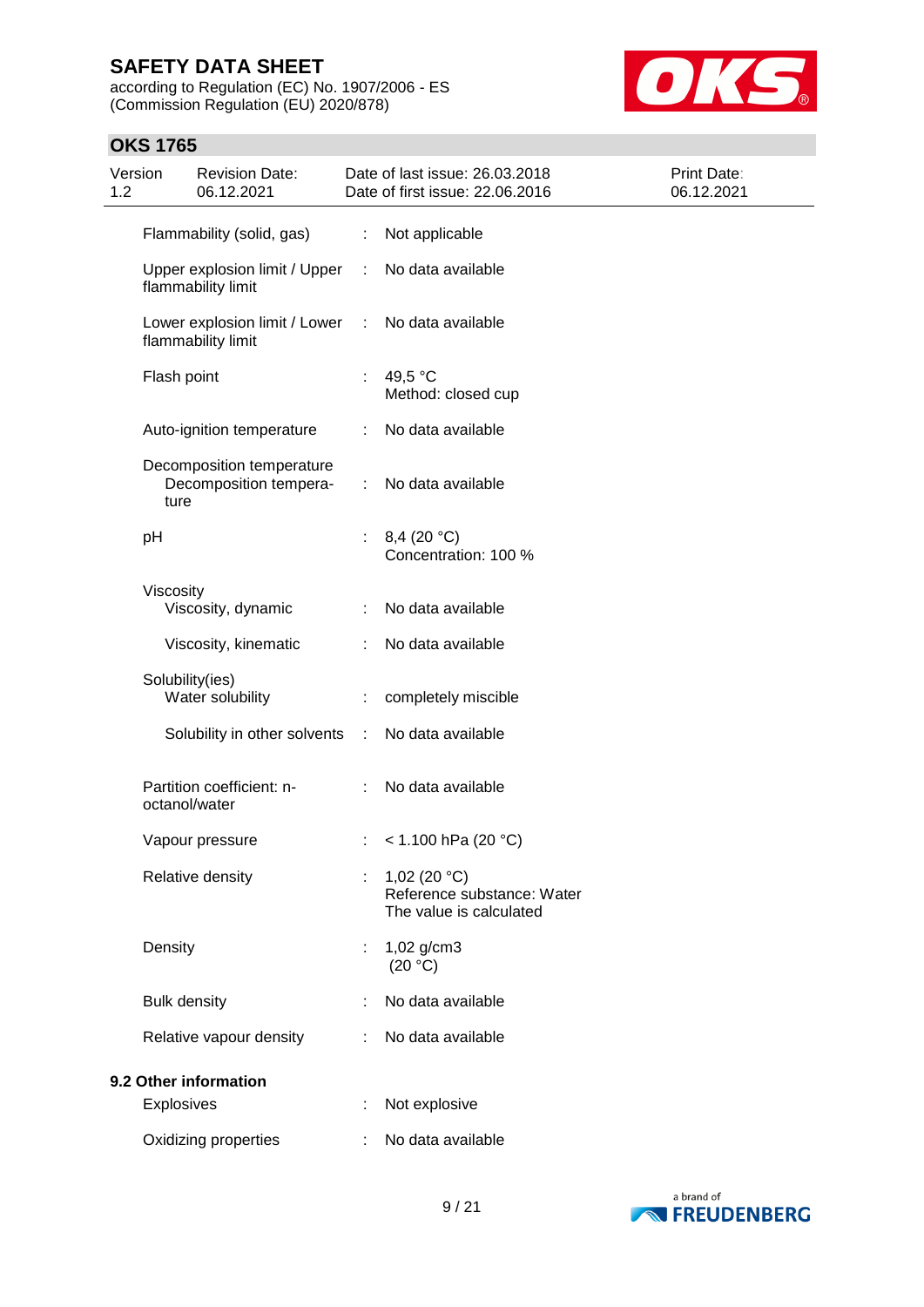| Property | | Value |
|---|---|---|
| Flammability (solid, gas) | : | Not applicable |
| Upper explosion limit / Upper flammability limit | : | No data available |
| Lower explosion limit / Lower flammability limit | : | No data available |
| Flash point | : | 49,5 °C<br>Method: closed cup |
| Auto-ignition temperature | : | No data available |
| Decomposition temperature<br>Decomposition temperature | : | No data available |
| pH | : | 8,4 (20 °C)<br>Concentration: 100 % |
| Viscosity<br>Viscosity, dynamic | : | No data available |
| Viscosity, kinematic | : | No data available |
| Solubility(ies)<br>Water solubility | : | completely miscible |
| Solubility in other solvents | : | No data available |
| Partition coefficient: n-octanol/water | : | No data available |
| Vapour pressure | : | < 1.100 hPa (20 °C) |
| Relative density | : | 1,02 (20 °C)<br>Reference substance: Water<br>The value is calculated |
| Density | : | 1,02 g/cm3<br>(20 °C) |
| Bulk density | : | No data available |
| Relative vapour density | : | No data available |

**9.2 Other information**

| Property | | Value |
|---|---|---|
| Explosives | : | Not explosive |
| Oxidizing properties | : | No data available |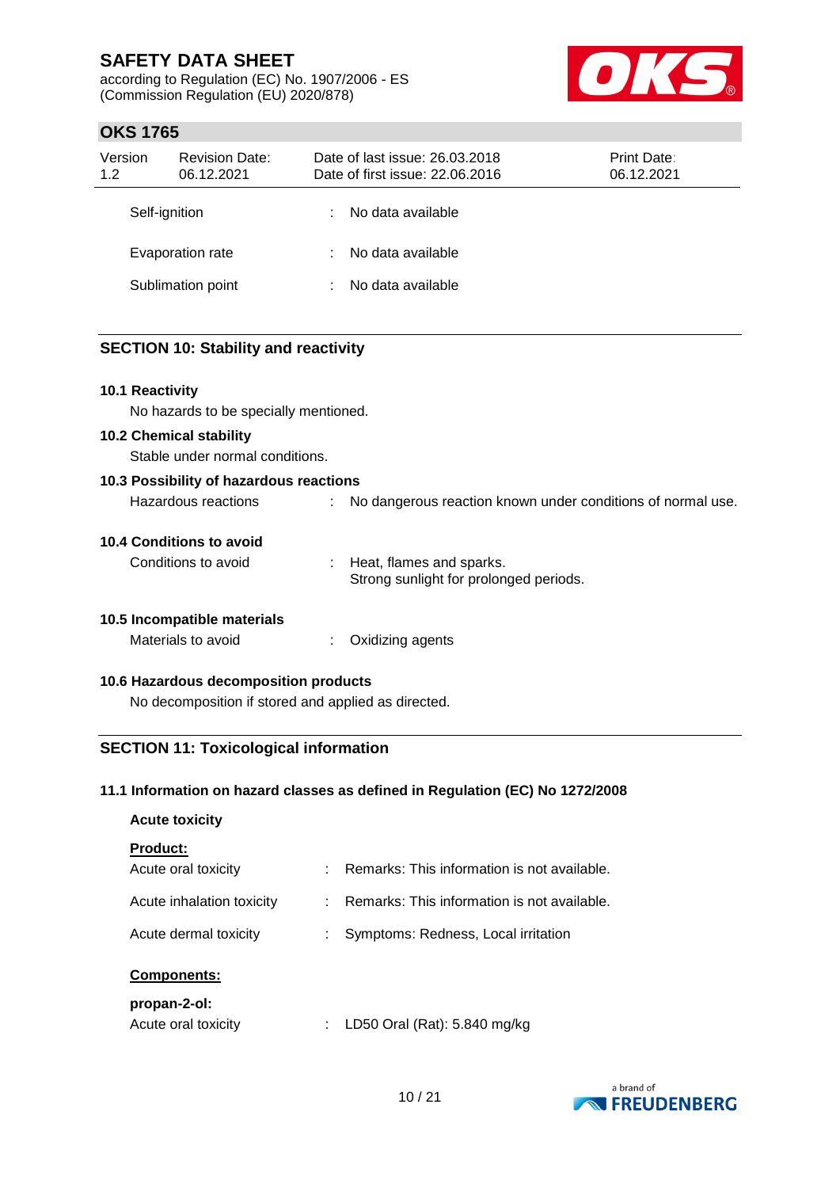| | | |
|---|---|---|
| Self-ignition | : | No data available |
| Evaporation rate | : | No data available |
| Sublimation point | : | No data available |

## SECTION 10: Stability and reactivity

### 10.1 Reactivity

No hazards to be specially mentioned.

### 10.2 Chemical stability

Stable under normal conditions.

### 10.3 Possibility of hazardous reactions

Hazardous reactions : No dangerous reaction known under conditions of normal use.

### 10.4 Conditions to avoid

Conditions to avoid : Heat, flames and sparks.
Strong sunlight for prolonged periods.

### 10.5 Incompatible materials

Materials to avoid : Oxidizing agents

### 10.6 Hazardous decomposition products

No decomposition if stored and applied as directed.

## SECTION 11: Toxicological information

### 11.1 Information on hazard classes as defined in Regulation (EC) No 1272/2008

**Acute toxicity**

**Product:**

| | | |
|---|---|---|
| Acute oral toxicity | : | Remarks: This information is not available. |
| Acute inhalation toxicity | : | Remarks: This information is not available. |
| Acute dermal toxicity | : | Symptoms: Redness, Local irritation |

**Components:**

**propan-2-ol:**

Acute oral toxicity : LD50 Oral (Rat): 5.840 mg/kg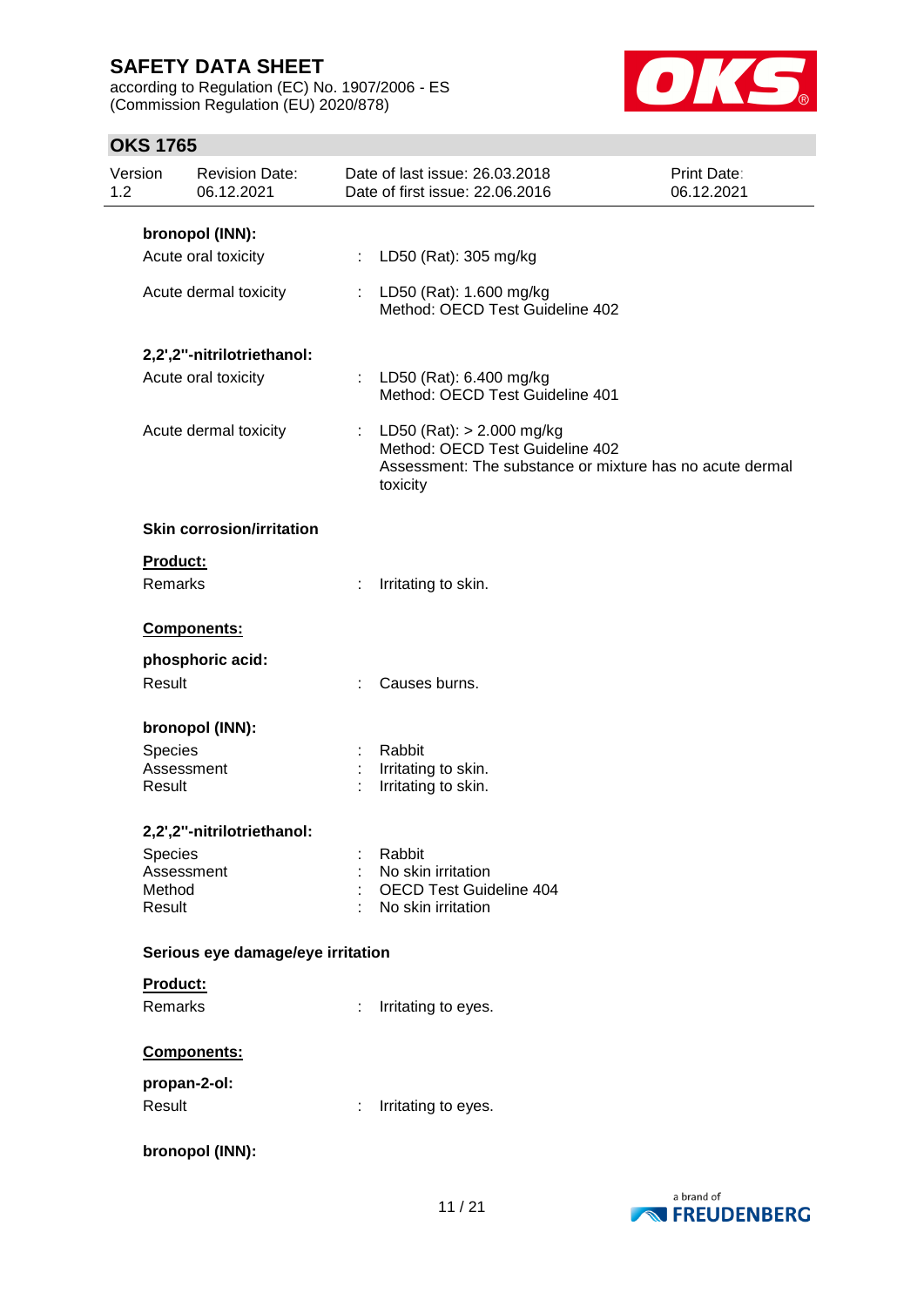**bronopol (INN):**

Acute oral toxicity : LD50 (Rat): 305 mg/kg

Acute dermal toxicity : LD50 (Rat): 1.600 mg/kg
Method: OECD Test Guideline 402

**2,2',2''-nitrilotriethanol:**

Acute oral toxicity : LD50 (Rat): 6.400 mg/kg
Method: OECD Test Guideline 401

Acute dermal toxicity : LD50 (Rat): > 2.000 mg/kg
Method: OECD Test Guideline 402
Assessment: The substance or mixture has no acute dermal toxicity

**Skin corrosion/irritation**

**Product:**

Remarks : Irritating to skin.

**Components:**

**phosphoric acid:**

Result : Causes burns.

**bronopol (INN):**

Species : Rabbit
Assessment : Irritating to skin.
Result : Irritating to skin.

**2,2',2''-nitrilotriethanol:**

Species : Rabbit
Assessment : No skin irritation
Method : OECD Test Guideline 404
Result : No skin irritation

**Serious eye damage/eye irritation**

**Product:**

Remarks : Irritating to eyes.

**Components:**

**propan-2-ol:**

Result : Irritating to eyes.

**bronopol (INN):**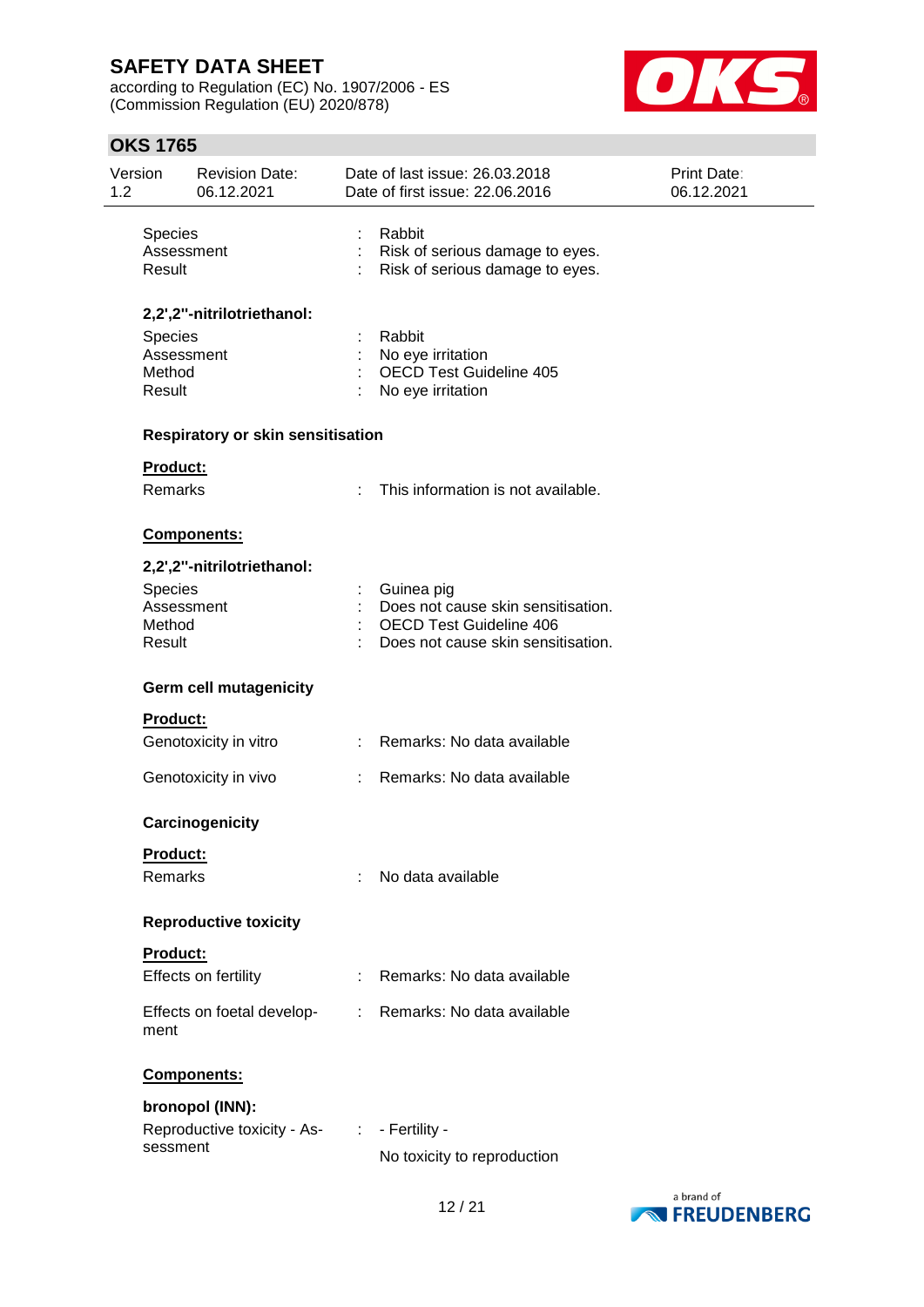| | | |
|---|---|---|
| Species | : | Rabbit |
| Assessment | : | Risk of serious damage to eyes. |
| Result | : | Risk of serious damage to eyes. |

**2,2',2''-nitrilotriethanol:**

| | | |
|---|---|---|
| Species | : | Rabbit |
| Assessment | : | No eye irritation |
| Method | : | OECD Test Guideline 405 |
| Result | : | No eye irritation |

**Respiratory or skin sensitisation**

**Product:**

Remarks : This information is not available.

**Components:**

**2,2',2''-nitrilotriethanol:**

| | | |
|---|---|---|
| Species | : | Guinea pig |
| Assessment | : | Does not cause skin sensitisation. |
| Method | : | OECD Test Guideline 406 |
| Result | : | Does not cause skin sensitisation. |

**Germ cell mutagenicity**

**Product:**

Genotoxicity in vitro : Remarks: No data available

Genotoxicity in vivo : Remarks: No data available

**Carcinogenicity**

**Product:**

Remarks : No data available

**Reproductive toxicity**

**Product:**

Effects on fertility : Remarks: No data available

Effects on foetal development : Remarks: No data available

**Components:**

**bronopol (INN):**

Reproductive toxicity - Assessment : - Fertility -

No toxicity to reproduction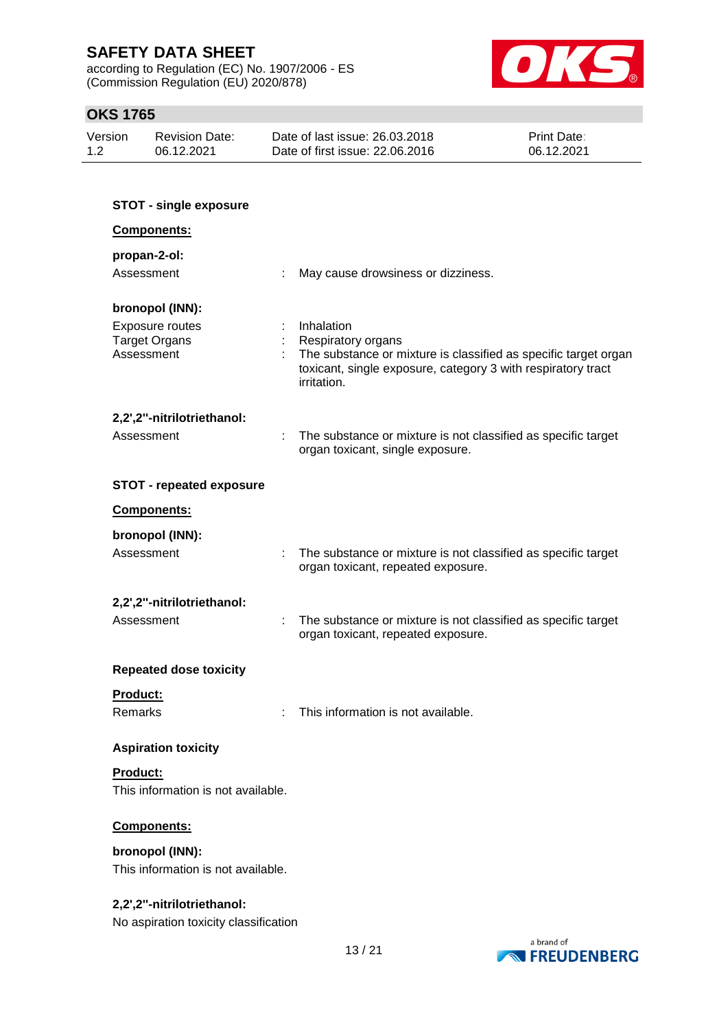**STOT - single exposure**

**Components:**

**propan-2-ol:**

Assessment : May cause drowsiness or dizziness.

**bronopol (INN):**

Exposure routes : Inhalation
Target Organs : Respiratory organs
Assessment : The substance or mixture is classified as specific target organ toxicant, single exposure, category 3 with respiratory tract irritation.

**2,2',2''-nitrilotriethanol:**

Assessment : The substance or mixture is not classified as specific target organ toxicant, single exposure.

**STOT - repeated exposure**

**Components:**

**bronopol (INN):**

Assessment : The substance or mixture is not classified as specific target organ toxicant, repeated exposure.

**2,2',2''-nitrilotriethanol:**

Assessment : The substance or mixture is not classified as specific target organ toxicant, repeated exposure.

**Repeated dose toxicity**

**Product:**

Remarks : This information is not available.

**Aspiration toxicity**

**Product:**

This information is not available.

**Components:**

**bronopol (INN):**

This information is not available.

**2,2',2''-nitrilotriethanol:**

No aspiration toxicity classification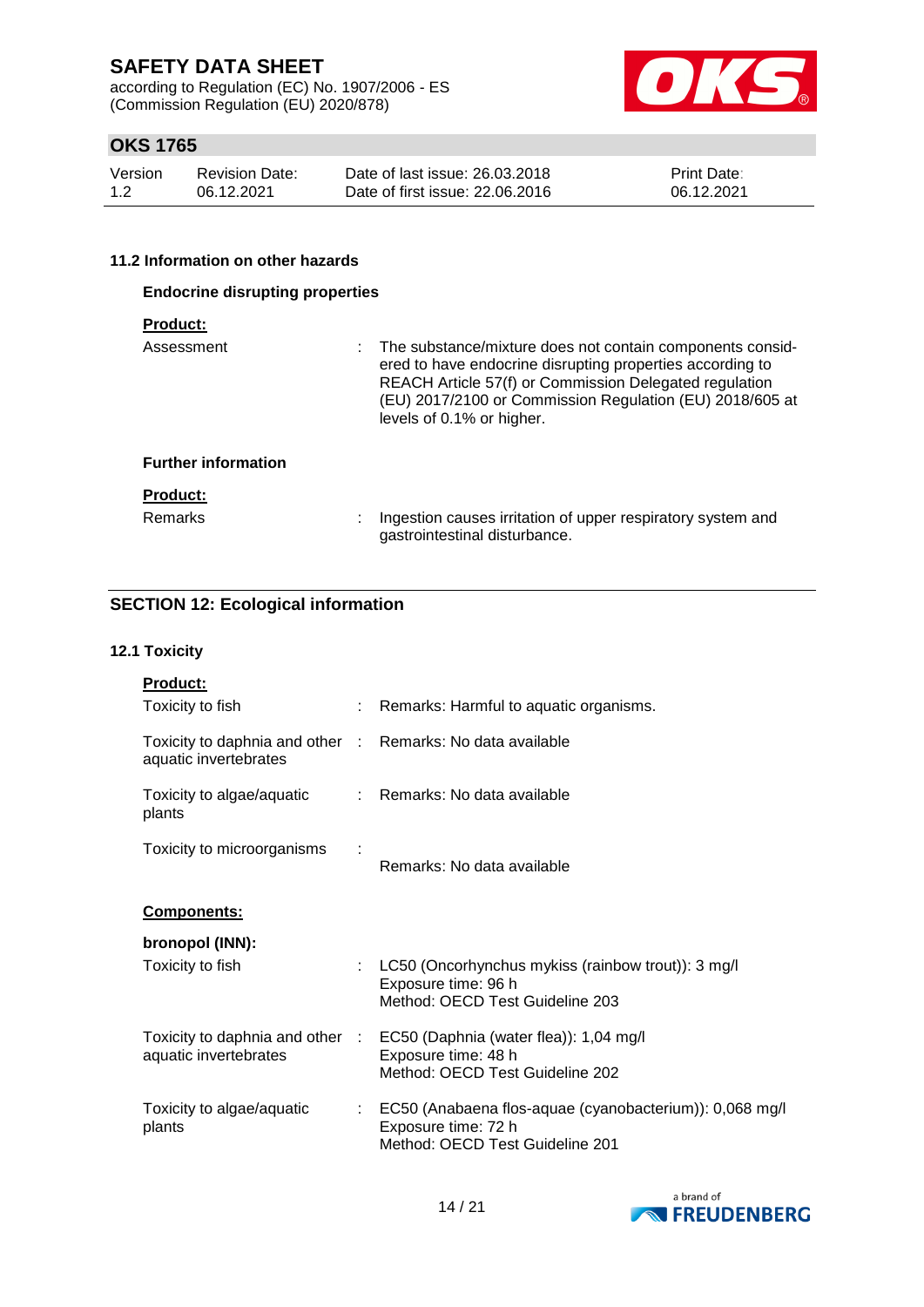### 11.2 Information on other hazards

**Endocrine disrupting properties**

**Product:**

| | | |
|---|---|---|
| Assessment | : | The substance/mixture does not contain components considered to have endocrine disrupting properties according to REACH Article 57(f) or Commission Delegated regulation (EU) 2017/2100 or Commission Regulation (EU) 2018/605 at levels of 0.1% or higher. |

**Further information**

**Product:**

| | | |
|---|---|---|
| Remarks | : | Ingestion causes irritation of upper respiratory system and gastrointestinal disturbance. |

## SECTION 12: Ecological information

### 12.1 Toxicity

**Product:**

| | | |
|---|---|---|
| Toxicity to fish | : | Remarks: Harmful to aquatic organisms. |
| Toxicity to daphnia and other aquatic invertebrates | : | Remarks: No data available |
| Toxicity to algae/aquatic plants | : | Remarks: No data available |
| Toxicity to microorganisms | : | Remarks: No data available |

**Components:**

**bronopol (INN):**

| | | |
|---|---|---|
| Toxicity to fish | : | LC50 (Oncorhynchus mykiss (rainbow trout)): 3 mg/l<br>Exposure time: 96 h<br>Method: OECD Test Guideline 203 |
| Toxicity to daphnia and other aquatic invertebrates | : | EC50 (Daphnia (water flea)): 1,04 mg/l<br>Exposure time: 48 h<br>Method: OECD Test Guideline 202 |
| Toxicity to algae/aquatic plants | : | EC50 (Anabaena flos-aquae (cyanobacterium)): 0,068 mg/l<br>Exposure time: 72 h<br>Method: OECD Test Guideline 201 |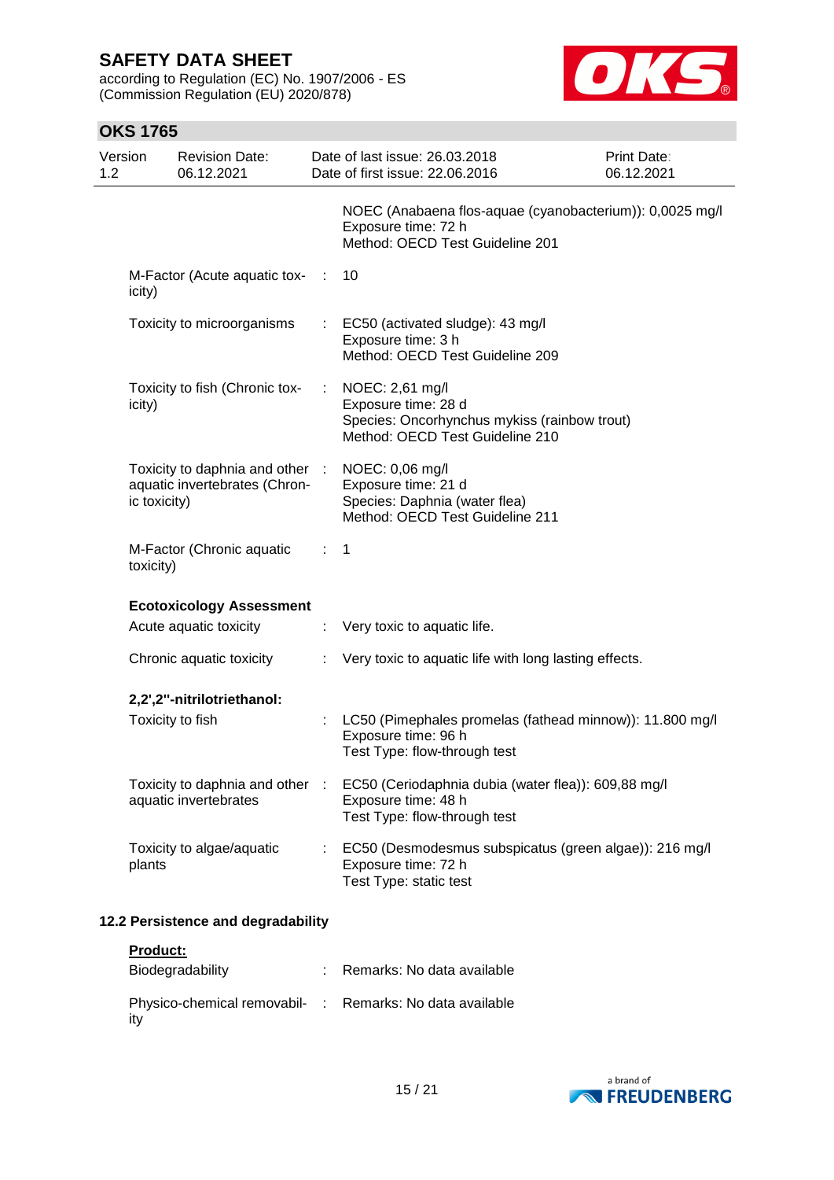NOEC (Anabaena flos-aquae (cyanobacterium)): 0,0025 mg/l
Exposure time: 72 h
Method: OECD Test Guideline 201

M-Factor (Acute aquatic toxicity) : 10

Toxicity to microorganisms : EC50 (activated sludge): 43 mg/l
Exposure time: 3 h
Method: OECD Test Guideline 209

Toxicity to fish (Chronic toxicity) : NOEC: 2,61 mg/l
Exposure time: 28 d
Species: Oncorhynchus mykiss (rainbow trout)
Method: OECD Test Guideline 210

Toxicity to daphnia and other aquatic invertebrates (Chronic toxicity) : NOEC: 0,06 mg/l
Exposure time: 21 d
Species: Daphnia (water flea)
Method: OECD Test Guideline 211

M-Factor (Chronic aquatic toxicity) : 1

**Ecotoxicology Assessment**

Acute aquatic toxicity : Very toxic to aquatic life.

Chronic aquatic toxicity : Very toxic to aquatic life with long lasting effects.

**2,2',2''-nitrilotriethanol:**

Toxicity to fish : LC50 (Pimephales promelas (fathead minnow)): 11.800 mg/l
Exposure time: 96 h
Test Type: flow-through test

Toxicity to daphnia and other aquatic invertebrates : EC50 (Ceriodaphnia dubia (water flea)): 609,88 mg/l
Exposure time: 48 h
Test Type: flow-through test

Toxicity to algae/aquatic plants : EC50 (Desmodesmus subspicatus (green algae)): 216 mg/l
Exposure time: 72 h
Test Type: static test

### 12.2 Persistence and degradability

**Product:**

Biodegradability : Remarks: No data available

Physico-chemical removability : Remarks: No data available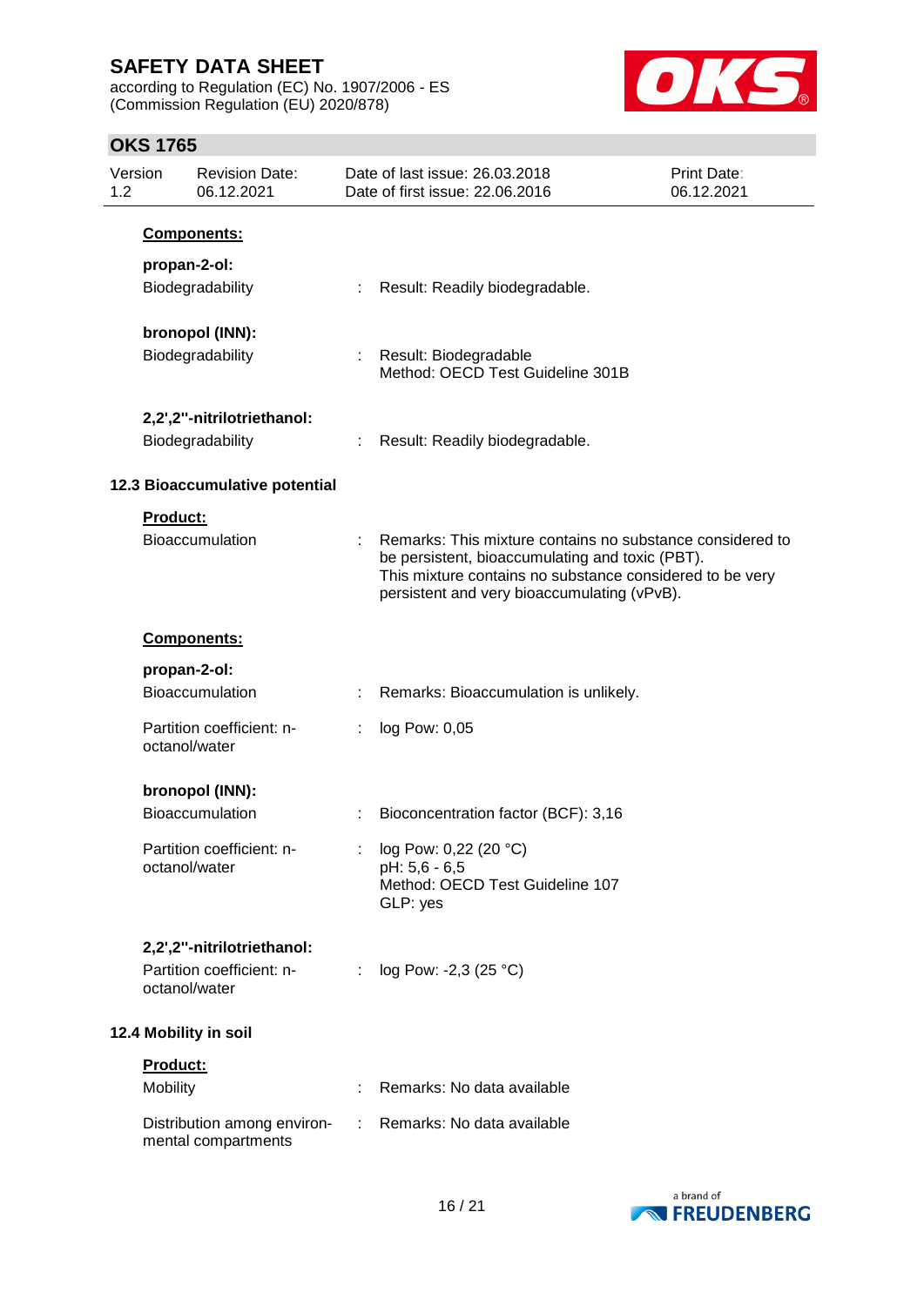**Components:**

**propan-2-ol:**

| | | |
|---|---|---|
| Biodegradability | : | Result: Readily biodegradable. |

**bronopol (INN):**

| | | |
|---|---|---|
| Biodegradability | : | Result: Biodegradable<br>Method: OECD Test Guideline 301B |

**2,2',2''-nitrilotriethanol:**

| | | |
|---|---|---|
| Biodegradability | : | Result: Readily biodegradable. |

## 12.3 Bioaccumulative potential

**Product:**

| | | |
|---|---|---|
| Bioaccumulation | : | Remarks: This mixture contains no substance considered to be persistent, bioaccumulating and toxic (PBT).<br>This mixture contains no substance considered to be very persistent and very bioaccumulating (vPvB). |

**Components:**

**propan-2-ol:**

| | | |
|---|---|---|
| Bioaccumulation | : | Remarks: Bioaccumulation is unlikely. |
| Partition coefficient: n-octanol/water | : | log Pow: 0,05 |

**bronopol (INN):**

| | | |
|---|---|---|
| Bioaccumulation | : | Bioconcentration factor (BCF): 3,16 |
| Partition coefficient: n-octanol/water | : | log Pow: 0,22 (20 °C)<br>pH: 5,6 - 6,5<br>Method: OECD Test Guideline 107<br>GLP: yes |

**2,2',2''-nitrilotriethanol:**

| | | |
|---|---|---|
| Partition coefficient: n-octanol/water | : | log Pow: -2,3 (25 °C) |

## 12.4 Mobility in soil

**Product:**

| | | |
|---|---|---|
| Mobility | : | Remarks: No data available |
| Distribution among environmental compartments | : | Remarks: No data available |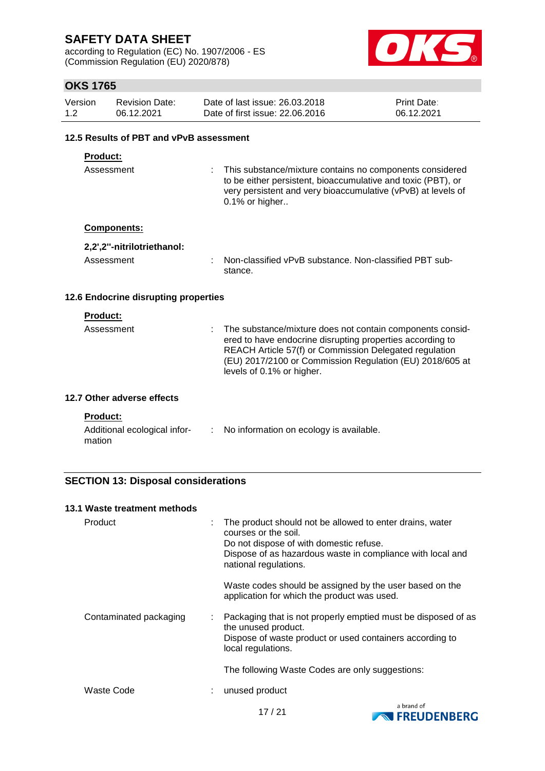### 12.5 Results of PBT and vPvB assessment

**Product:**

Assessment : This substance/mixture contains no components considered to be either persistent, bioaccumulative and toxic (PBT), or very persistent and very bioaccumulative (vPvB) at levels of 0.1% or higher..

**Components:**

**2,2',2''-nitrilotriethanol:**

Assessment : Non-classified vPvB substance. Non-classified PBT substance.

### 12.6 Endocrine disrupting properties

**Product:**

Assessment : The substance/mixture does not contain components considered to have endocrine disrupting properties according to REACH Article 57(f) or Commission Delegated regulation (EU) 2017/2100 or Commission Regulation (EU) 2018/605 at levels of 0.1% or higher.

### 12.7 Other adverse effects

**Product:**

Additional ecological information : No information on ecology is available.

## SECTION 13: Disposal considerations

### 13.1 Waste treatment methods

Product : The product should not be allowed to enter drains, water courses or the soil.
Do not dispose of with domestic refuse.
Dispose of as hazardous waste in compliance with local and national regulations.

Waste codes should be assigned by the user based on the application for which the product was used.

Contaminated packaging : Packaging that is not properly emptied must be disposed of as the unused product.
Dispose of waste product or used containers according to local regulations.

The following Waste Codes are only suggestions:

Waste Code : unused product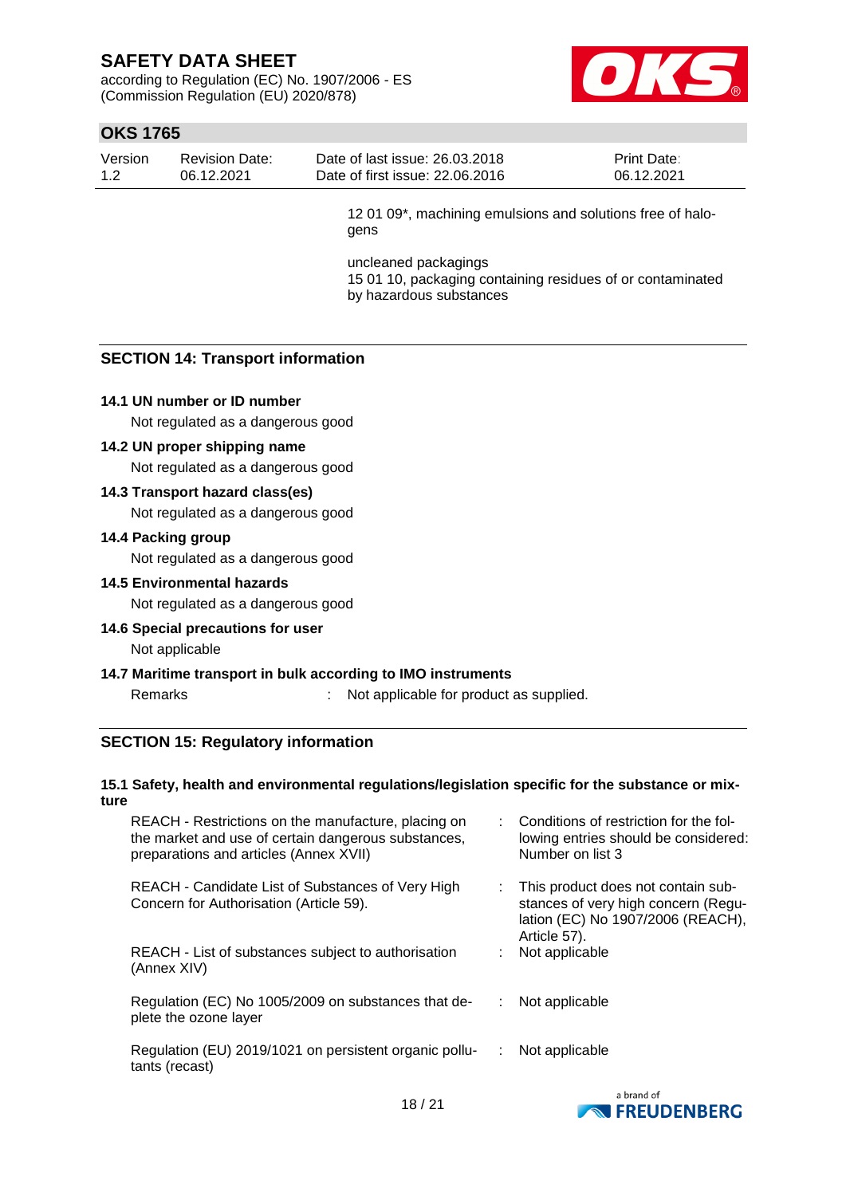12 01 09*, machining emulsions and solutions free of halogens

uncleaned packagings
15 01 10, packaging containing residues of or contaminated by hazardous substances

## SECTION 14: Transport information

### 14.1 UN number or ID number

Not regulated as a dangerous good

### 14.2 UN proper shipping name

Not regulated as a dangerous good

### 14.3 Transport hazard class(es)

Not regulated as a dangerous good

### 14.4 Packing group

Not regulated as a dangerous good

### 14.5 Environmental hazards

Not regulated as a dangerous good

### 14.6 Special precautions for user

Not applicable

### 14.7 Maritime transport in bulk according to IMO instruments

Remarks : Not applicable for product as supplied.

## SECTION 15: Regulatory information

### 15.1 Safety, health and environmental regulations/legislation specific for the substance or mixture

| | |
|---|---|
| REACH - Restrictions on the manufacture, placing on the market and use of certain dangerous substances, preparations and articles (Annex XVII) | : Conditions of restriction for the following entries should be considered: Number on list 3 |
| REACH - Candidate List of Substances of Very High Concern for Authorisation (Article 59). | : This product does not contain substances of very high concern (Regulation (EC) No 1907/2006 (REACH), Article 57). |
| REACH - List of substances subject to authorisation (Annex XIV) | : Not applicable |
| Regulation (EC) No 1005/2009 on substances that deplete the ozone layer | : Not applicable |
| Regulation (EU) 2019/1021 on persistent organic pollutants (recast) | : Not applicable |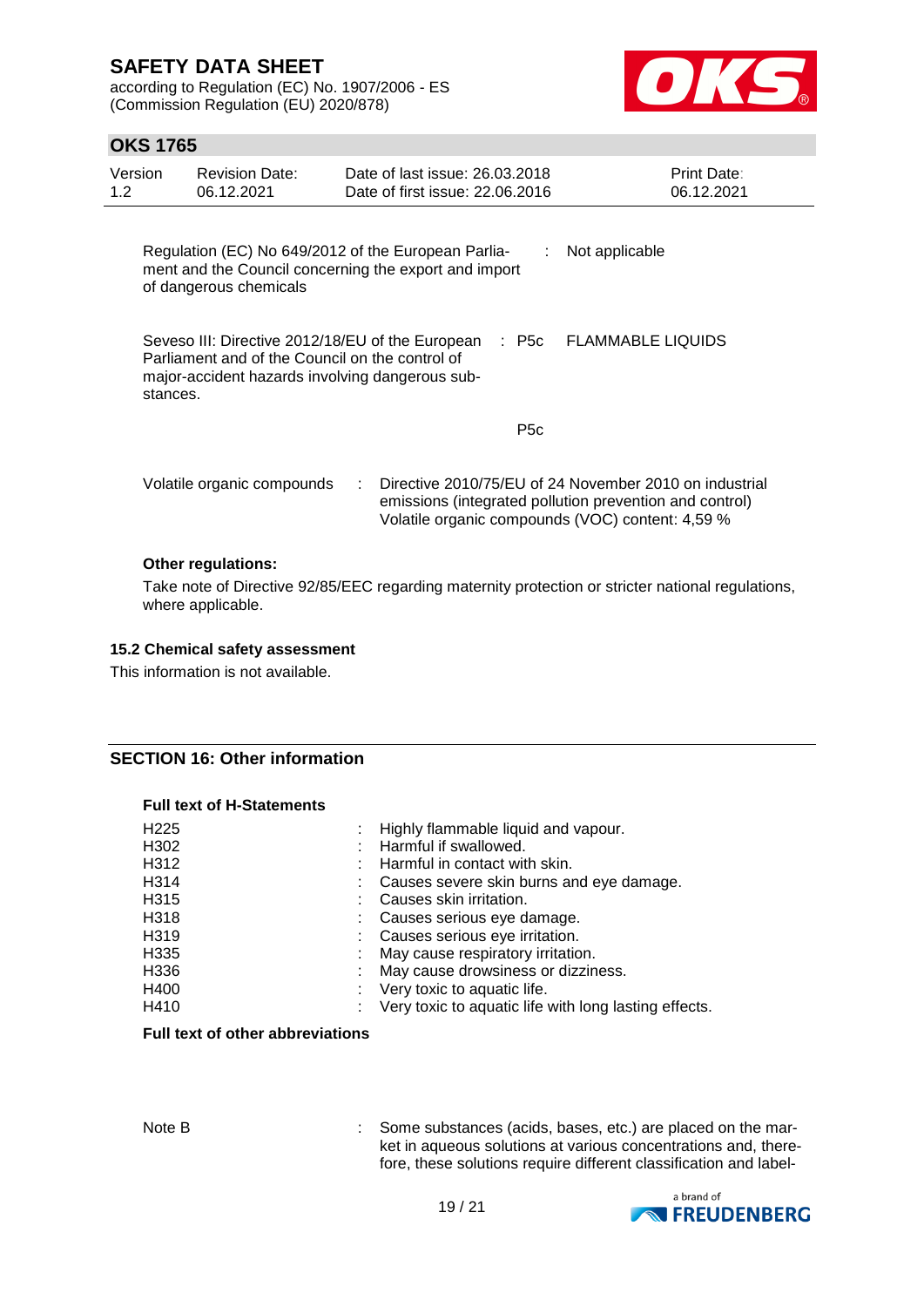| | | |
|---|---|---|
| Regulation (EC) No 649/2012 of the European Parliament and the Council concerning the export and import of dangerous chemicals | : | Not applicable |
| Seveso III: Directive 2012/18/EU of the European Parliament and of the Council on the control of major-accident hazards involving dangerous substances. | : P5c | FLAMMABLE LIQUIDS |
| | P5c | |

| | | |
|---|---|---|
| Volatile organic compounds | : | Directive 2010/75/EU of 24 November 2010 on industrial emissions (integrated pollution prevention and control) Volatile organic compounds (VOC) content: 4,59 % |

**Other regulations:**

Take note of Directive 92/85/EEC regarding maternity protection or stricter national regulations, where applicable.

### 15.2 Chemical safety assessment

This information is not available.

## SECTION 16: Other information

**Full text of H-Statements**

| | | |
|---|---|---|
| H225 | : | Highly flammable liquid and vapour. |
| H302 | : | Harmful if swallowed. |
| H312 | : | Harmful in contact with skin. |
| H314 | : | Causes severe skin burns and eye damage. |
| H315 | : | Causes skin irritation. |
| H318 | : | Causes serious eye damage. |
| H319 | : | Causes serious eye irritation. |
| H335 | : | May cause respiratory irritation. |
| H336 | : | May cause drowsiness or dizziness. |
| H400 | : | Very toxic to aquatic life. |
| H410 | : | Very toxic to aquatic life with long lasting effects. |

**Full text of other abbreviations**

| | | |
|---|---|---|
| Note B | : | Some substances (acids, bases, etc.) are placed on the market in aqueous solutions at various concentrations and, therefore, these solutions require different classification and label- |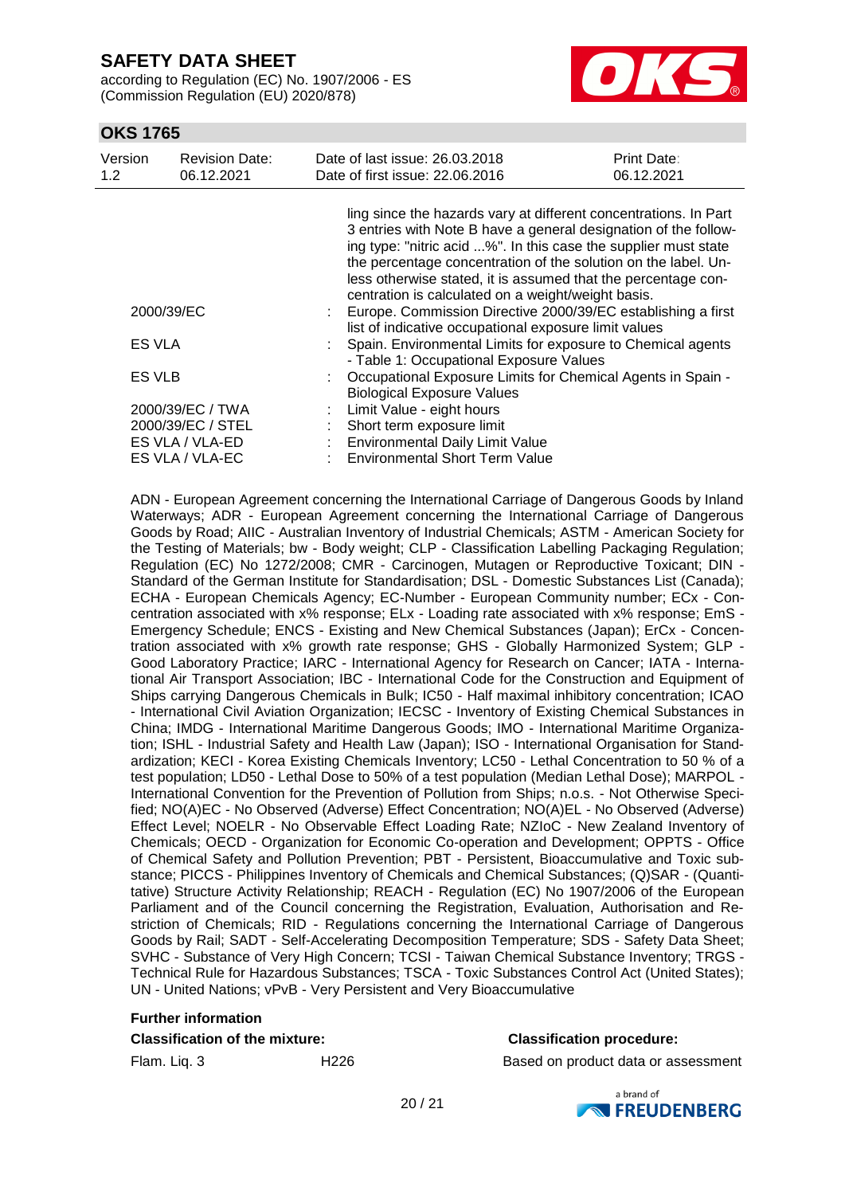ling since the hazards vary at different concentrations. In Part 3 entries with Note B have a general designation of the following type: "nitric acid ...%". In this case the supplier must state the percentage concentration of the solution on the label. Unless otherwise stated, it is assumed that the percentage concentration is calculated on a weight/weight basis.

| | | |
|---|---|---|
| 2000/39/EC | : | Europe. Commission Directive 2000/39/EC establishing a first list of indicative occupational exposure limit values |
| ES VLA | : | Spain. Environmental Limits for exposure to Chemical agents - Table 1: Occupational Exposure Values |
| ES VLB | : | Occupational Exposure Limits for Chemical Agents in Spain - Biological Exposure Values |
| 2000/39/EC / TWA | : | Limit Value - eight hours |
| 2000/39/EC / STEL | : | Short term exposure limit |
| ES VLA / VLA-ED | : | Environmental Daily Limit Value |
| ES VLA / VLA-EC | : | Environmental Short Term Value |

ADN - European Agreement concerning the International Carriage of Dangerous Goods by Inland Waterways; ADR - European Agreement concerning the International Carriage of Dangerous Goods by Road; AIIC - Australian Inventory of Industrial Chemicals; ASTM - American Society for the Testing of Materials; bw - Body weight; CLP - Classification Labelling Packaging Regulation; Regulation (EC) No 1272/2008; CMR - Carcinogen, Mutagen or Reproductive Toxicant; DIN - Standard of the German Institute for Standardisation; DSL - Domestic Substances List (Canada); ECHA - European Chemicals Agency; EC-Number - European Community number; ECx - Concentration associated with x% response; ELx - Loading rate associated with x% response; EmS - Emergency Schedule; ENCS - Existing and New Chemical Substances (Japan); ErCx - Concentration associated with x% growth rate response; GHS - Globally Harmonized System; GLP - Good Laboratory Practice; IARC - International Agency for Research on Cancer; IATA - International Air Transport Association; IBC - International Code for the Construction and Equipment of Ships carrying Dangerous Chemicals in Bulk; IC50 - Half maximal inhibitory concentration; ICAO - International Civil Aviation Organization; IECSC - Inventory of Existing Chemical Substances in China; IMDG - International Maritime Dangerous Goods; IMO - International Maritime Organization; ISHL - Industrial Safety and Health Law (Japan); ISO - International Organisation for Standardization; KECI - Korea Existing Chemicals Inventory; LC50 - Lethal Concentration to 50 % of a test population; LD50 - Lethal Dose to 50% of a test population (Median Lethal Dose); MARPOL - International Convention for the Prevention of Pollution from Ships; n.o.s. - Not Otherwise Specified; NO(A)EC - No Observed (Adverse) Effect Concentration; NO(A)EL - No Observed (Adverse) Effect Level; NOELR - No Observable Effect Loading Rate; NZIoC - New Zealand Inventory of Chemicals; OECD - Organization for Economic Co-operation and Development; OPPTS - Office of Chemical Safety and Pollution Prevention; PBT - Persistent, Bioaccumulative and Toxic substance; PICCS - Philippines Inventory of Chemicals and Chemical Substances; (Q)SAR - (Quantitative) Structure Activity Relationship; REACH - Regulation (EC) No 1907/2006 of the European Parliament and of the Council concerning the Registration, Evaluation, Authorisation and Restriction of Chemicals; RID - Regulations concerning the International Carriage of Dangerous Goods by Rail; SADT - Self-Accelerating Decomposition Temperature; SDS - Safety Data Sheet; SVHC - Substance of Very High Concern; TCSI - Taiwan Chemical Substance Inventory; TRGS - Technical Rule for Hazardous Substances; TSCA - Toxic Substances Control Act (United States); UN - United Nations; vPvB - Very Persistent and Very Bioaccumulative

**Further information**

| **Classification of the mixture:** | | **Classification procedure:** |
|---|---|---|
| Flam. Liq. 3 | H226 | Based on product data or assessment |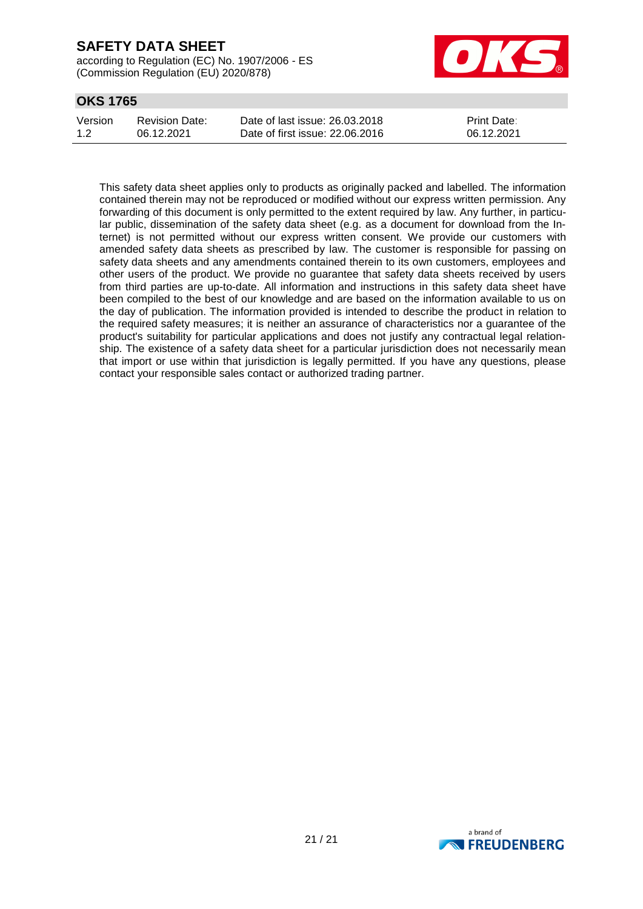This safety data sheet applies only to products as originally packed and labelled. The information contained therein may not be reproduced or modified without our express written permission. Any forwarding of this document is only permitted to the extent required by law. Any further, in particular public, dissemination of the safety data sheet (e.g. as a document for download from the Internet) is not permitted without our express written consent. We provide our customers with amended safety data sheets as prescribed by law. The customer is responsible for passing on safety data sheets and any amendments contained therein to its own customers, employees and other users of the product. We provide no guarantee that safety data sheets received by users from third parties are up-to-date. All information and instructions in this safety data sheet have been compiled to the best of our knowledge and are based on the information available to us on the day of publication. The information provided is intended to describe the product in relation to the required safety measures; it is neither an assurance of characteristics nor a guarantee of the product's suitability for particular applications and does not justify any contractual legal relationship. The existence of a safety data sheet for a particular jurisdiction does not necessarily mean that import or use within that jurisdiction is legally permitted. If you have any questions, please contact your responsible sales contact or authorized trading partner.